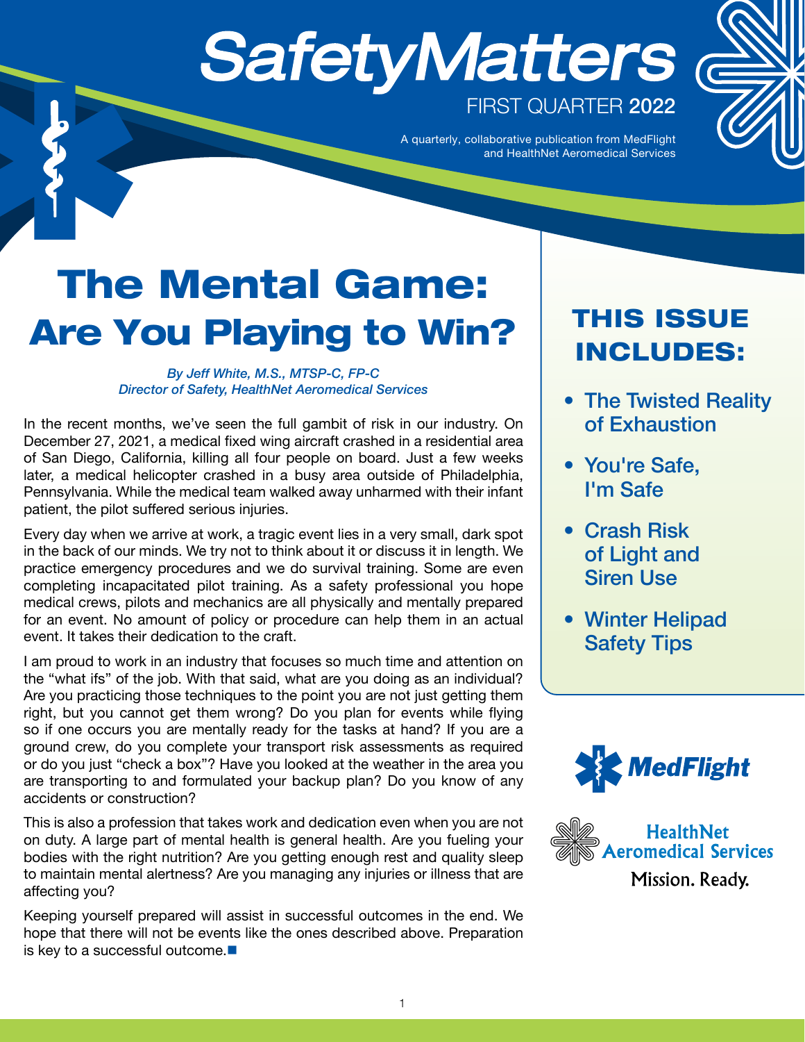# SafetyMatters

FIRST QUARTER 2022

A quarterly, collaborative publication from MedFlight and HealthNet Aeromedical Services

# The Mental Game: Are You Playing to Win?

*By Jeff White, M.S., MTSP-C, FP-C*
*Director of Safety, HealthNet Aeromedical Services*

In the recent months, we've seen the full gambit of risk in our industry. On December 27, 2021, a medical fixed wing aircraft crashed in a residential area of San Diego, California, killing all four people on board. Just a few weeks later, a medical helicopter crashed in a busy area outside of Philadelphia, Pennsylvania. While the medical team walked away unharmed with their infant patient, the pilot suffered serious injuries.

Every day when we arrive at work, a tragic event lies in a very small, dark spot in the back of our minds. We try not to think about it or discuss it in length. We practice emergency procedures and we do survival training. Some are even completing incapacitated pilot training. As a safety professional you hope medical crews, pilots and mechanics are all physically and mentally prepared for an event. No amount of policy or procedure can help them in an actual event. It takes their dedication to the craft.

I am proud to work in an industry that focuses so much time and attention on the "what ifs" of the job. With that said, what are you doing as an individual? Are you practicing those techniques to the point you are not just getting them right, but you cannot get them wrong? Do you plan for events while flying so if one occurs you are mentally ready for the tasks at hand? If you are a ground crew, do you complete your transport risk assessments as required or do you just "check a box"? Have you looked at the weather in the area you are transporting to and formulated your backup plan? Do you know of any accidents or construction?

This is also a profession that takes work and dedication even when you are not on duty. A large part of mental health is general health. Are you fueling your bodies with the right nutrition? Are you getting enough rest and quality sleep to maintain mental alertness? Are you managing any injuries or illness that are affecting you?

Keeping yourself prepared will assist in successful outcomes in the end. We hope that there will not be events like the ones described above. Preparation is key to a successful outcome.■

## THIS ISSUE INCLUDES:

- The Twisted Reality of Exhaustion
- You're Safe, I'm Safe
- Crash Risk of Light and Siren Use
- Winter Helipad Safety Tips

MedFlight

HealthNet Aeromedical Services

Mission. Ready.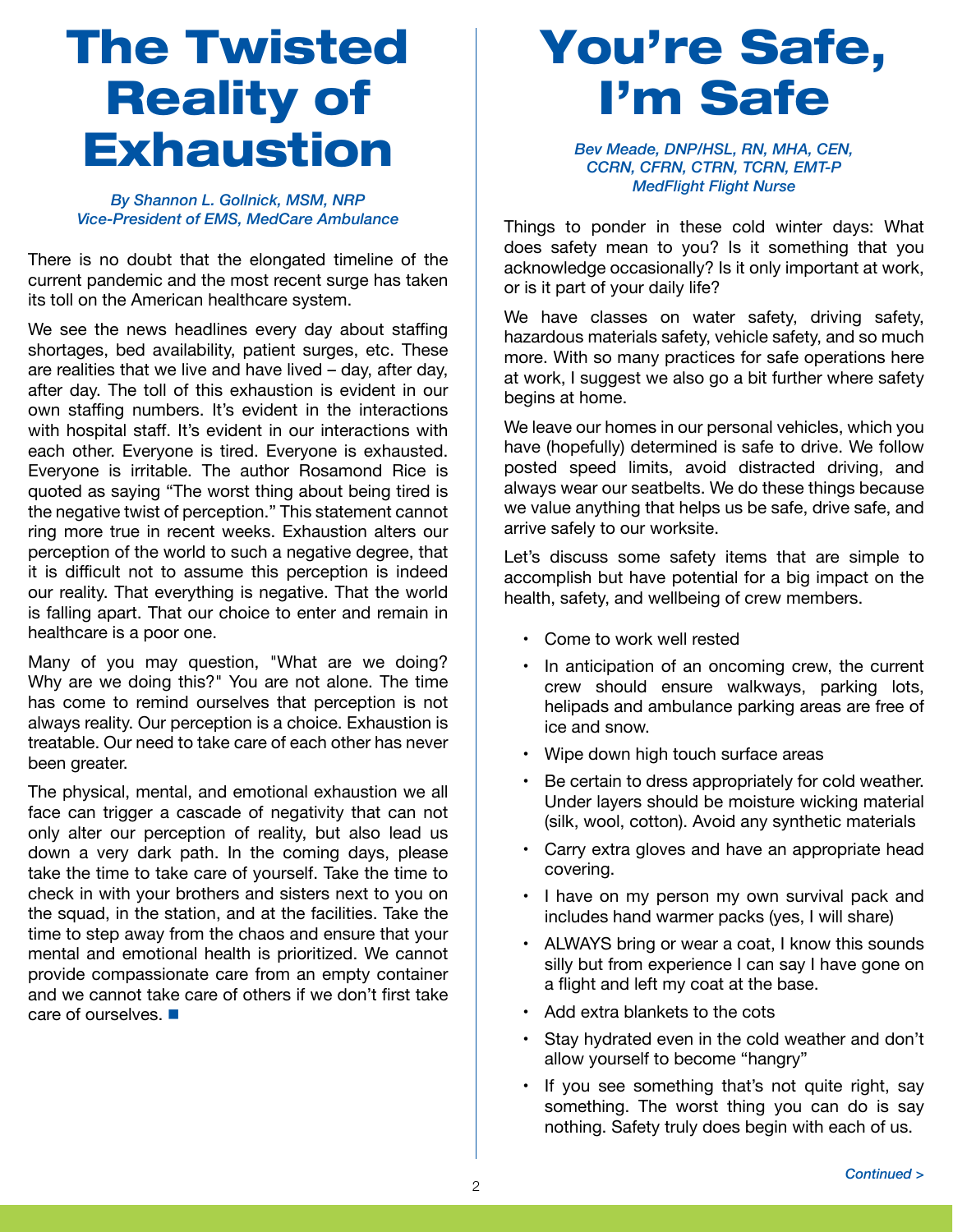# The Twisted Reality of Exhaustion

*By Shannon L. Gollnick, MSM, NRP*
*Vice-President of EMS, MedCare Ambulance*

There is no doubt that the elongated timeline of the current pandemic and the most recent surge has taken its toll on the American healthcare system.

We see the news headlines every day about staffing shortages, bed availability, patient surges, etc. These are realities that we live and have lived – day, after day, after day. The toll of this exhaustion is evident in our own staffing numbers. It's evident in the interactions with hospital staff. It's evident in our interactions with each other. Everyone is tired. Everyone is exhausted. Everyone is irritable. The author Rosamond Rice is quoted as saying "The worst thing about being tired is the negative twist of perception." This statement cannot ring more true in recent weeks. Exhaustion alters our perception of the world to such a negative degree, that it is difficult not to assume this perception is indeed our reality. That everything is negative. That the world is falling apart. That our choice to enter and remain in healthcare is a poor one.

Many of you may question, "What are we doing? Why are we doing this?" You are not alone. The time has come to remind ourselves that perception is not always reality. Our perception is a choice. Exhaustion is treatable. Our need to take care of each other has never been greater.

The physical, mental, and emotional exhaustion we all face can trigger a cascade of negativity that can not only alter our perception of reality, but also lead us down a very dark path. In the coming days, please take the time to take care of yourself. Take the time to check in with your brothers and sisters next to you on the squad, in the station, and at the facilities. Take the time to step away from the chaos and ensure that your mental and emotional health is prioritized. We cannot provide compassionate care from an empty container and we cannot take care of others if we don't first take care of ourselves. ■

# You're Safe, I'm Safe

*Bev Meade, DNP/HSL, RN, MHA, CEN, CCRN, CFRN, CTRN, TCRN, EMT-P*
*MedFlight Flight Nurse*

Things to ponder in these cold winter days: What does safety mean to you? Is it something that you acknowledge occasionally? Is it only important at work, or is it part of your daily life?

We have classes on water safety, driving safety, hazardous materials safety, vehicle safety, and so much more. With so many practices for safe operations here at work, I suggest we also go a bit further where safety begins at home.

We leave our homes in our personal vehicles, which you have (hopefully) determined is safe to drive. We follow posted speed limits, avoid distracted driving, and always wear our seatbelts. We do these things because we value anything that helps us be safe, drive safe, and arrive safely to our worksite.

Let's discuss some safety items that are simple to accomplish but have potential for a big impact on the health, safety, and wellbeing of crew members.

- Come to work well rested
- In anticipation of an oncoming crew, the current crew should ensure walkways, parking lots, helipads and ambulance parking areas are free of ice and snow.
- Wipe down high touch surface areas
- Be certain to dress appropriately for cold weather. Under layers should be moisture wicking material (silk, wool, cotton). Avoid any synthetic materials
- Carry extra gloves and have an appropriate head covering.
- I have on my person my own survival pack and includes hand warmer packs (yes, I will share)
- ALWAYS bring or wear a coat, I know this sounds silly but from experience I can say I have gone on a flight and left my coat at the base.
- Add extra blankets to the cots
- Stay hydrated even in the cold weather and don't allow yourself to become "hangry"
- If you see something that's not quite right, say something. The worst thing you can do is say nothing. Safety truly does begin with each of us.

*Continued >*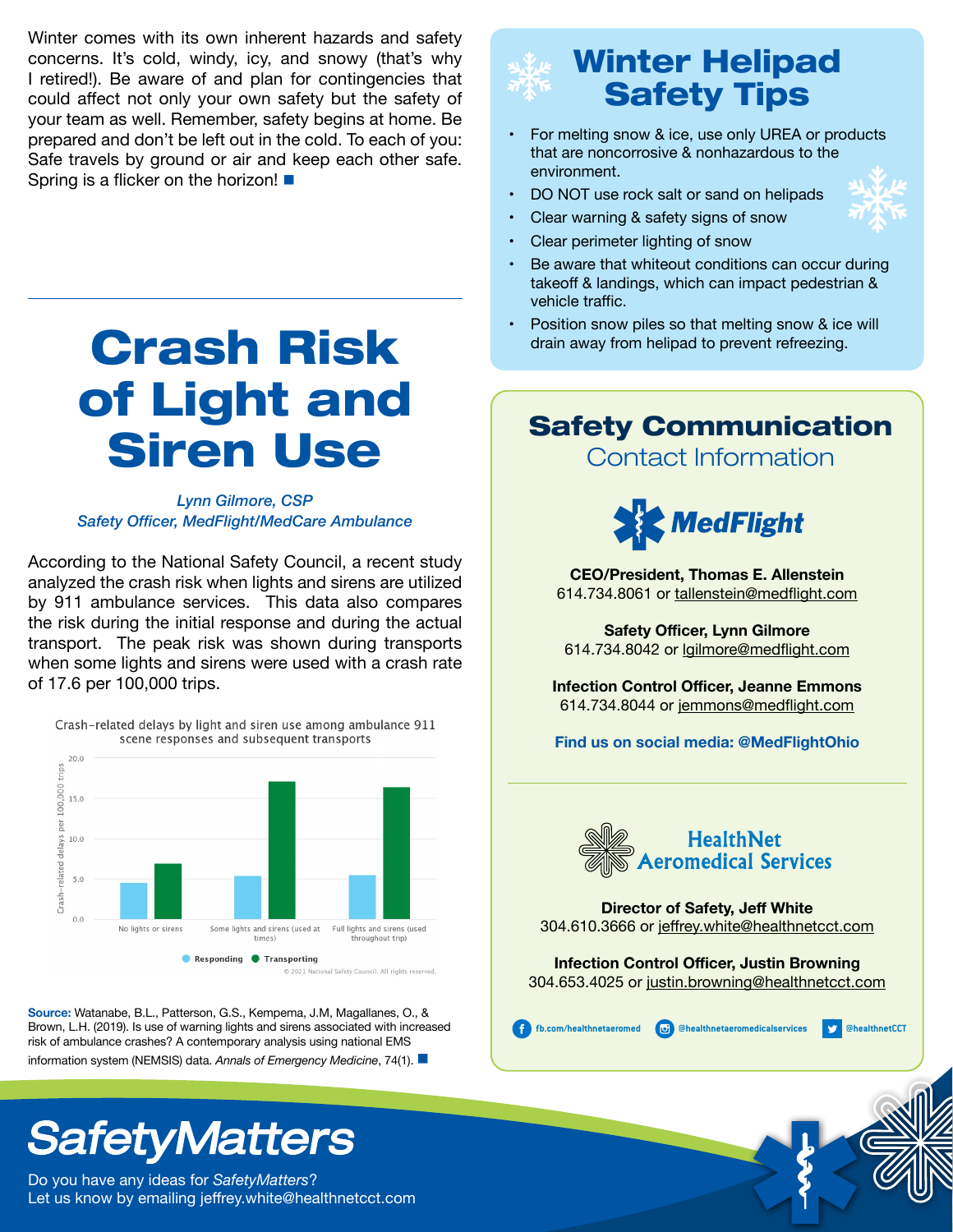Winter comes with its own inherent hazards and safety concerns. It's cold, windy, icy, and snowy (that's why I retired!). Be aware of and plan for contingencies that could affect not only your own safety but the safety of your team as well. Remember, safety begins at home. Be prepared and don't be left out in the cold. To each of you: Safe travels by ground or air and keep each other safe. Spring is a flicker on the horizon! ■

# Crash Risk of Light and Siren Use

*Lynn Gilmore, CSP*
*Safety Officer, MedFlight/MedCare Ambulance*

According to the National Safety Council, a recent study analyzed the crash risk when lights and sirens are utilized by 911 ambulance services. This data also compares the risk during the initial response and during the actual transport. The peak risk was shown during transports when some lights and sirens were used with a crash rate of 17.6 per 100,000 trips.

Crash-related delays by light and siren use among ambulance 911 scene responses and subsequent transports

Crash-related delays per 100,000 trips

20.0
15.0
10.0
5.0
0.0

No lights or sirens
Some lights and sirens (used at times)
Full lights and sirens (used throughout trip)

Responding
Transporting

© 2021 National Safety Council. All rights reserved.

**Source:** Watanabe, B.L., Patterson, G.S., Kempema, J.M, Magallanes, O., & Brown, L.H. (2019). Is use of warning lights and sirens associated with increased risk of ambulance crashes? A contemporary analysis using national EMS information system (NEMSIS) data. *Annals of Emergency Medicine*, 74(1). ■

## Winter Helipad Safety Tips

- For melting snow & ice, use only UREA or products that are noncorrosive & nonhazardous to the environment.
- DO NOT use rock salt or sand on helipads
- Clear warning & safety signs of snow
- Clear perimeter lighting of snow
- Be aware that whiteout conditions can occur during takeoff & landings, which can impact pedestrian & vehicle traffic.
- Position snow piles so that melting snow & ice will drain away from helipad to prevent refreezing.

## Safety Communication
### Contact Information

**MedFlight**

**CEO/President, Thomas E. Allenstein**
614.734.8061 or tallenstein@medflight.com

**Safety Officer, Lynn Gilmore**
614.734.8042 or lgilmore@medflight.com

**Infection Control Officer, Jeanne Emmons**
614.734.8044 or jemmons@medflight.com

**Find us on social media: @MedFlightOhio**

**HealthNet Aeromedical Services**

**Director of Safety, Jeff White**
304.610.3666 or jeffrey.white@healthnetcct.com

**Infection Control Officer, Justin Browning**
304.653.4025 or justin.browning@healthnetcct.com

fb.com/healthnetaeromed | @healthnetaeromedicalservices | @healthnetCCT

**SafetyMatters**

Do you have any ideas for *SafetyMatters*?
Let us know by emailing jeffrey.white@healthnetcct.com